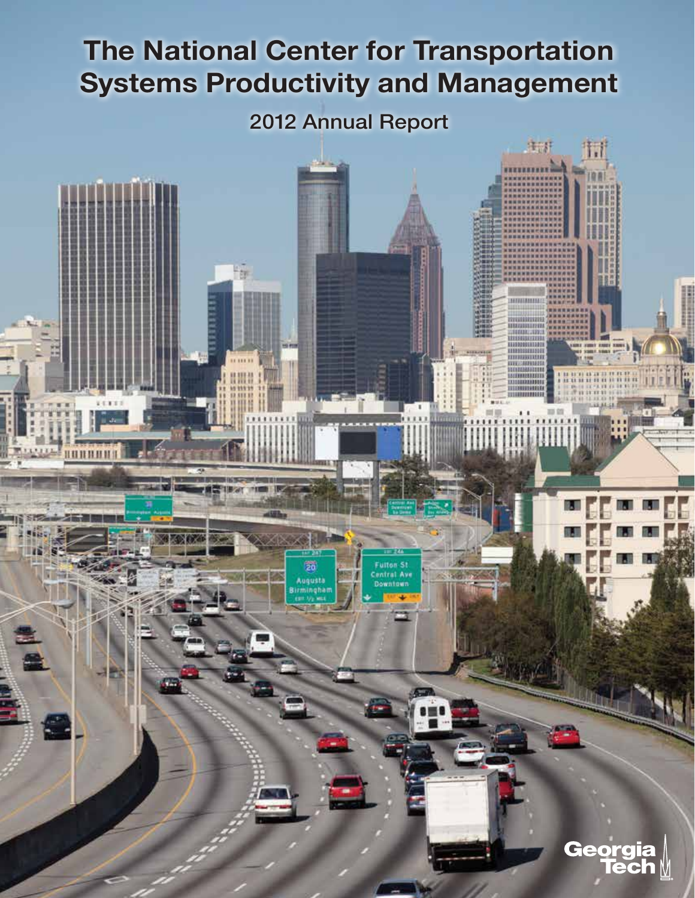# The National Center for Transportation Systems Productivity and Management

## 2012 Annual Report

Georgia Tech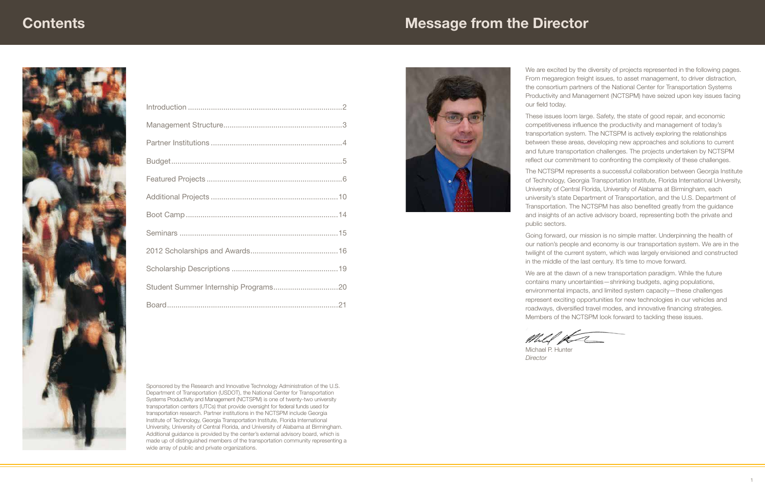# Contents

| | |
|---|---|
| Introduction | 2 |
| Management Structure | 3 |
| Partner Institutions | 4 |
| Budget | 5 |
| Featured Projects | 6 |
| Additional Projects | 10 |
| Boot Camp | 14 |
| Seminars | 15 |
| 2012 Scholarships and Awards | 16 |
| Scholarship Descriptions | 19 |
| Student Summer Internship Programs | 20 |
| Board | 21 |

Sponsored by the Research and Innovative Technology Administration of the U.S. Department of Transportation (USDOT), the National Center for Transportation Systems Productivity and Management (NCTSPM) is one of twenty-two university transportation centers (UTCs) that provide oversight for federal funds used for transportation research. Partner institutions in the NCTSPM include Georgia Institute of Technology, Georgia Transportation Institute, Florida International University, University of Central Florida, and University of Alabama at Birmingham. Additional guidance is provided by the center's external advisory board, which is made up of distinguished members of the transportation community representing a wide array of public and private organizations.

# Message from the Director

We are excited by the diversity of projects represented in the following pages. From megaregion freight issues, to asset management, to driver distraction, the consortium partners of the National Center for Transportation Systems Productivity and Management (NCTSPM) have seized upon key issues facing our field today.

These issues loom large. Safety, the state of good repair, and economic competitiveness influence the productivity and management of today's transportation system. The NCTSPM is actively exploring the relationships between these areas, developing new approaches and solutions to current and future transportation challenges. The projects undertaken by NCTSPM reflect our commitment to confronting the complexity of these challenges.

The NCTSPM represents a successful collaboration between Georgia Institute of Technology, Georgia Transportation Institute, Florida International University, University of Central Florida, University of Alabama at Birmingham, each university's state Department of Transportation, and the U.S. Department of Transportation. The NCTSPM has also benefited greatly from the guidance and insights of an active advisory board, representing both the private and public sectors.

Going forward, our mission is no simple matter. Underpinning the health of our nation's people and economy is our transportation system. We are in the twilight of the current system, which was largely envisioned and constructed in the middle of the last century. It's time to move forward.

We are at the dawn of a new transportation paradigm. While the future contains many uncertainties—shrinking budgets, aging populations, environmental impacts, and limited system capacity—these challenges represent exciting opportunities for new technologies in our vehicles and roadways, diversified travel modes, and innovative financing strategies. Members of the NCTSPM look forward to tackling these issues.

Michael P. Hunter
*Director*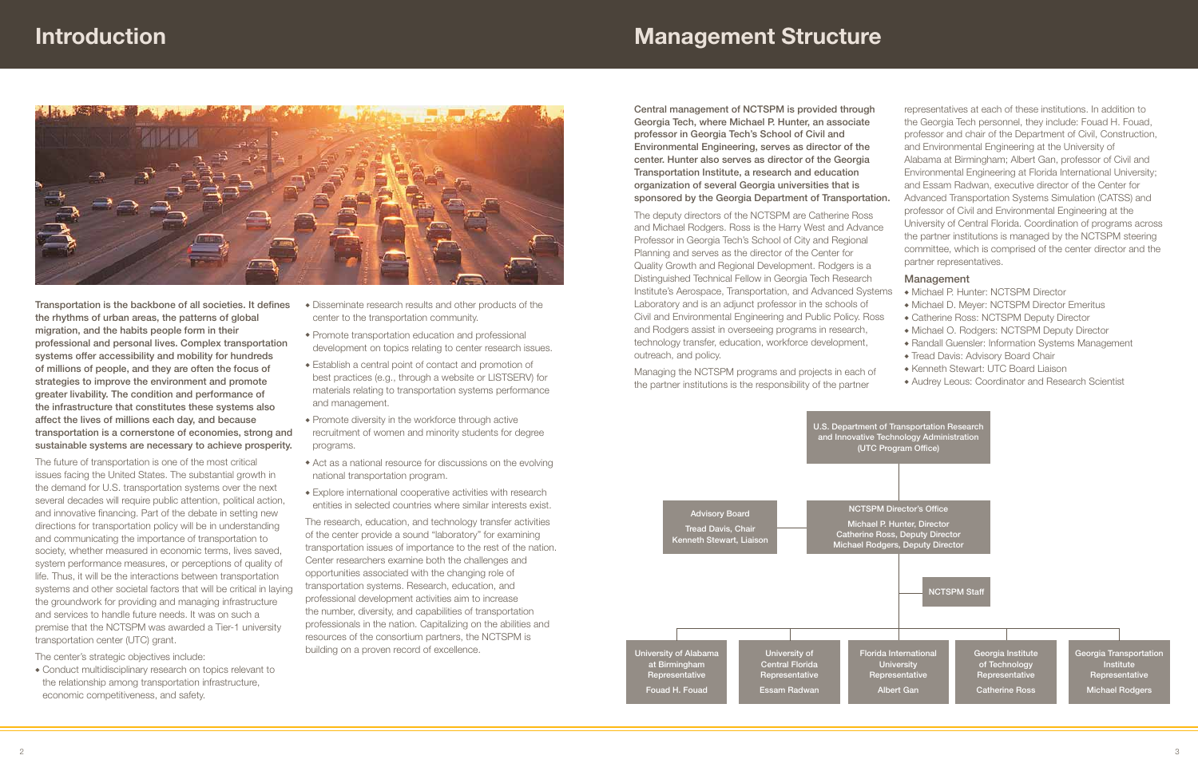# Introduction

**Transportation is the backbone of all societies. It defines the rhythms of urban areas, the patterns of global migration, and the habits people form in their professional and personal lives. Complex transportation systems offer accessibility and mobility for hundreds of millions of people, and they are often the focus of strategies to improve the environment and promote greater livability. The condition and performance of the infrastructure that constitutes these systems also affect the lives of millions each day, and because transportation is a cornerstone of economies, strong and sustainable systems are necessary to achieve prosperity.**

The future of transportation is one of the most critical issues facing the United States. The substantial growth in the demand for U.S. transportation systems over the next several decades will require public attention, political action, and innovative financing. Part of the debate in setting new directions for transportation policy will be in understanding and communicating the importance of transportation to society, whether measured in economic terms, lives saved, system performance measures, or perceptions of quality of life. Thus, it will be the interactions between transportation systems and other societal factors that will be critical in laying the groundwork for providing and managing infrastructure and services to handle future needs. It was on such a premise that the NCTSPM was awarded a Tier-1 university transportation center (UTC) grant.

The center's strategic objectives include:

- Conduct multidisciplinary research on topics relevant to the relationship among transportation infrastructure, economic competitiveness, and safety.
- Disseminate research results and other products of the center to the transportation community.
- Promote transportation education and professional development on topics relating to center research issues.
- Establish a central point of contact and promotion of best practices (e.g., through a website or LISTSERV) for materials relating to transportation systems performance and management.
- Promote diversity in the workforce through active recruitment of women and minority students for degree programs.
- Act as a national resource for discussions on the evolving national transportation program.
- Explore international cooperative activities with research entities in selected countries where similar interests exist.

The research, education, and technology transfer activities of the center provide a sound "laboratory" for examining transportation issues of importance to the rest of the nation. Center researchers examine both the challenges and opportunities associated with the changing role of transportation systems. Research, education, and professional development activities aim to increase the number, diversity, and capabilities of transportation professionals in the nation. Capitalizing on the abilities and resources of the consortium partners, the NCTSPM is building on a proven record of excellence.

# Management Structure

**Central management of NCTSPM is provided through Georgia Tech, where Michael P. Hunter, an associate professor in Georgia Tech's School of Civil and Environmental Engineering, serves as director of the center. Hunter also serves as director of the Georgia Transportation Institute, a research and education organization of several Georgia universities that is sponsored by the Georgia Department of Transportation.**

The deputy directors of the NCTSPM are Catherine Ross and Michael Rodgers. Ross is the Harry West and Advance Professor in Georgia Tech's School of City and Regional Planning and serves as the director of the Center for Quality Growth and Regional Development. Rodgers is a Distinguished Technical Fellow in Georgia Tech Research Institute's Aerospace, Transportation, and Advanced Systems Laboratory and is an adjunct professor in the schools of Civil and Environmental Engineering and Public Policy. Ross and Rodgers assist in overseeing programs in research, technology transfer, education, workforce development, outreach, and policy.

Managing the NCTSPM programs and projects in each of the partner institutions is the responsibility of the partner representatives at each of these institutions. In addition to the Georgia Tech personnel, they include: Fouad H. Fouad, professor and chair of the Department of Civil, Construction, and Environmental Engineering at the University of Alabama at Birmingham; Albert Gan, professor of Civil and Environmental Engineering at Florida International University; and Essam Radwan, executive director of the Center for Advanced Transportation Systems Simulation (CATSS) and professor of Civil and Environmental Engineering at the University of Central Florida. Coordination of programs across the partner institutions is managed by the NCTSPM steering committee, which is comprised of the center director and the partner representatives.

## Management

- Michael P. Hunter: NCTSPM Director
- Michael D. Meyer: NCTSPM Director Emeritus
- Catherine Ross: NCTSPM Deputy Director
- Michael O. Rodgers: NCTSPM Deputy Director
- Randall Guensler: Information Systems Management
- Tread Davis: Advisory Board Chair
- Kenneth Stewart: UTC Board Liaison
- Audrey Leous: Coordinator and Research Scientist

U.S. Department of Transportation Research and Innovative Technology Administration (UTC Program Office)

Advisory Board
Tread Davis, Chair
Kenneth Stewart, Liaison

NCTSPM Director's Office
Michael P. Hunter, Director
Catherine Ross, Deputy Director
Michael Rodgers, Deputy Director

NCTSPM Staff

University of Alabama at Birmingham Representative
Fouad H. Fouad

University of Central Florida Representative
Essam Radwan

Florida International University Representative
Albert Gan

Georgia Institute of Technology Representative
Catherine Ross

Georgia Transportation Institute Representative
Michael Rodgers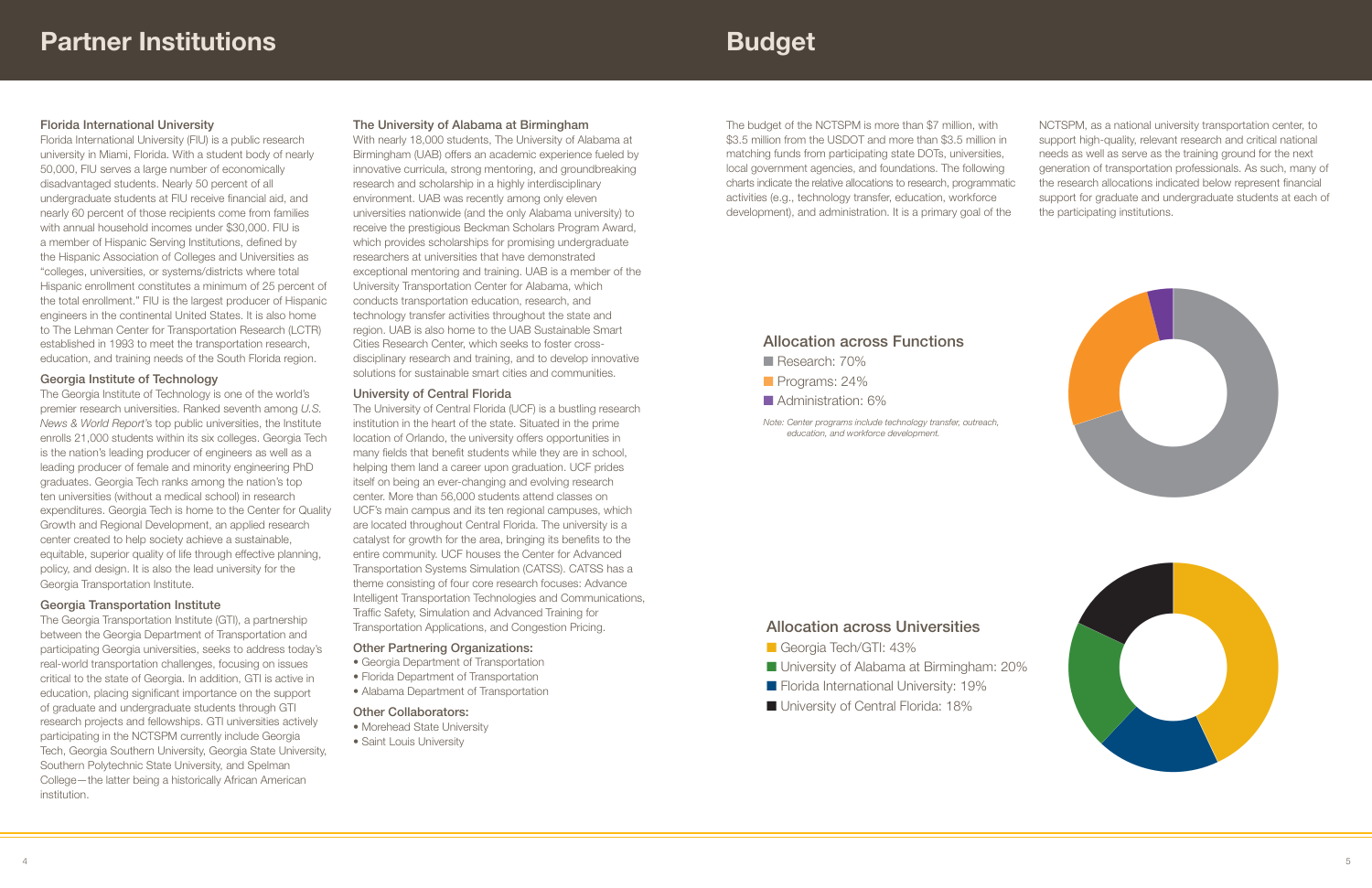# Partner Institutions

### Florida International University

Florida International University (FIU) is a public research university in Miami, Florida. With a student body of nearly 50,000, FIU serves a large number of economically disadvantaged students. Nearly 50 percent of all undergraduate students at FIU receive financial aid, and nearly 60 percent of those recipients come from families with annual household incomes under $30,000. FIU is a member of Hispanic Serving Institutions, defined by the Hispanic Association of Colleges and Universities as "colleges, universities, or systems/districts where total Hispanic enrollment constitutes a minimum of 25 percent of the total enrollment." FIU is the largest producer of Hispanic engineers in the continental United States. It is also home to The Lehman Center for Transportation Research (LCTR) established in 1993 to meet the transportation research, education, and training needs of the South Florida region.

### Georgia Institute of Technology

The Georgia Institute of Technology is one of the world's premier research universities. Ranked seventh among *U.S. News & World Report*'s top public universities, the Institute enrolls 21,000 students within its six colleges. Georgia Tech is the nation's leading producer of engineers as well as a leading producer of female and minority engineering PhD graduates. Georgia Tech ranks among the nation's top ten universities (without a medical school) in research expenditures. Georgia Tech is home to the Center for Quality Growth and Regional Development, an applied research center created to help society achieve a sustainable, equitable, superior quality of life through effective planning, policy, and design. It is also the lead university for the Georgia Transportation Institute.

### Georgia Transportation Institute

The Georgia Transportation Institute (GTI), a partnership between the Georgia Department of Transportation and participating Georgia universities, seeks to address today's real-world transportation challenges, focusing on issues critical to the state of Georgia. In addition, GTI is active in education, placing significant importance on the support of graduate and undergraduate students through GTI research projects and fellowships. GTI universities actively participating in the NCTSPM currently include Georgia Tech, Georgia Southern University, Georgia State University, Southern Polytechnic State University, and Spelman College—the latter being a historically African American institution.

### The University of Alabama at Birmingham

With nearly 18,000 students, The University of Alabama at Birmingham (UAB) offers an academic experience fueled by innovative curricula, strong mentoring, and groundbreaking research and scholarship in a highly interdisciplinary environment. UAB was recently among only eleven universities nationwide (and the only Alabama university) to receive the prestigious Beckman Scholars Program Award, which provides scholarships for promising undergraduate researchers at universities that have demonstrated exceptional mentoring and training. UAB is a member of the University Transportation Center for Alabama, which conducts transportation education, research, and technology transfer activities throughout the state and region. UAB is also home to the UAB Sustainable Smart Cities Research Center, which seeks to foster cross-disciplinary research and training, and to develop innovative solutions for sustainable smart cities and communities.

### University of Central Florida

The University of Central Florida (UCF) is a bustling research institution in the heart of the state. Situated in the prime location of Orlando, the university offers opportunities in many fields that benefit students while they are in school, helping them land a career upon graduation. UCF prides itself on being an ever-changing and evolving research center. More than 56,000 students attend classes on UCF's main campus and its ten regional campuses, which are located throughout Central Florida. The university is a catalyst for growth for the area, bringing its benefits to the entire community. UCF houses the Center for Advanced Transportation Systems Simulation (CATSS). CATSS has a theme consisting of four core research focuses: Advance Intelligent Transportation Technologies and Communications, Traffic Safety, Simulation and Advanced Training for Transportation Applications, and Congestion Pricing.

### Other Partnering Organizations:

- Georgia Department of Transportation
- Florida Department of Transportation
- Alabama Department of Transportation

### Other Collaborators:

- Morehead State University
- Saint Louis University

# Budget

The budget of the NCTSPM is more than $7 million, with $3.5 million from the USDOT and more than $3.5 million in matching funds from participating state DOTs, universities, local government agencies, and foundations. The following charts indicate the relative allocations to research, programmatic activities (e.g., technology transfer, education, workforce development), and administration. It is a primary goal of the NCTSPM, as a national university transportation center, to support high-quality, relevant research and critical national needs as well as serve as the training ground for the next generation of transportation professionals. As such, many of the research allocations indicated below represent financial support for graduate and undergraduate students at each of the participating institutions.

### Allocation across Functions

- Research: 70%
- Programs: 24%
- Administration: 6%

*Note: Center programs include technology transfer, outreach, education, and workforce development.*

### Allocation across Universities

- Georgia Tech/GTI: 43%
- University of Alabama at Birmingham: 20%
- Florida International University: 19%
- University of Central Florida: 18%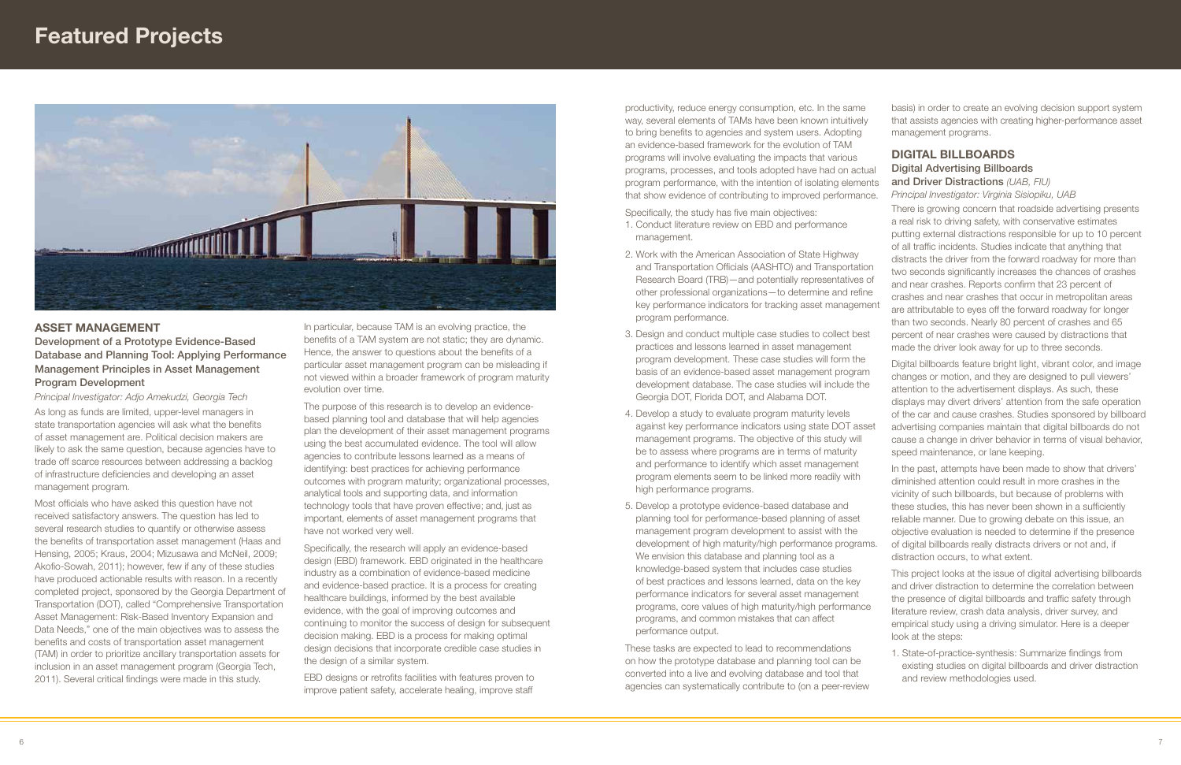# Featured Projects

## ASSET MANAGEMENT

### Development of a Prototype Evidence-Based Database and Planning Tool: Applying Performance Management Principles in Asset Management Program Development

*Principal Investigator: Adjo Amekudzi, Georgia Tech*

As long as funds are limited, upper-level managers in state transportation agencies will ask what the benefits of asset management are. Political decision makers are likely to ask the same question, because agencies have to trade off scarce resources between addressing a backlog of infrastructure deficiencies and developing an asset management program.

Most officials who have asked this question have not received satisfactory answers. The question has led to several research studies to quantify or otherwise assess the benefits of transportation asset management (Haas and Hensing, 2005; Kraus, 2004; Mizusawa and McNeil, 2009; Akofio-Sowah, 2011); however, few if any of these studies have produced actionable results with reason. In a recently completed project, sponsored by the Georgia Department of Transportation (DOT), called "Comprehensive Transportation Asset Management: Risk-Based Inventory Expansion and Data Needs," one of the main objectives was to assess the benefits and costs of transportation asset management (TAM) in order to prioritize ancillary transportation assets for inclusion in an asset management program (Georgia Tech, 2011). Several critical findings were made in this study.

In particular, because TAM is an evolving practice, the benefits of a TAM system are not static; they are dynamic. Hence, the answer to questions about the benefits of a particular asset management program can be misleading if not viewed within a broader framework of program maturity evolution over time.

The purpose of this research is to develop an evidence-based planning tool and database that will help agencies plan the development of their asset management programs using the best accumulated evidence. The tool will allow agencies to contribute lessons learned as a means of identifying: best practices for achieving performance outcomes with program maturity; organizational processes, analytical tools and supporting data, and information technology tools that have proven effective; and, just as important, elements of asset management programs that have not worked very well.

Specifically, the research will apply an evidence-based design (EBD) framework. EBD originated in the healthcare industry as a combination of evidence-based medicine and evidence-based practice. It is a process for creating healthcare buildings, informed by the best available evidence, with the goal of improving outcomes and continuing to monitor the success of design for subsequent decision making. EBD is a process for making optimal design decisions that incorporate credible case studies in the design of a similar system.

EBD designs or retrofits facilities with features proven to improve patient safety, accelerate healing, improve staff productivity, reduce energy consumption, etc. In the same way, several elements of TAMs have been known intuitively to bring benefits to agencies and system users. Adopting an evidence-based framework for the evolution of TAM programs will involve evaluating the impacts that various programs, processes, and tools adopted have had on actual program performance, with the intention of isolating elements that show evidence of contributing to improved performance.

Specifically, the study has five main objectives:

1. Conduct literature review on EBD and performance management.
2. Work with the American Association of State Highway and Transportation Officials (AASHTO) and Transportation Research Board (TRB)—and potentially representatives of other professional organizations—to determine and refine key performance indicators for tracking asset management program performance.
3. Design and conduct multiple case studies to collect best practices and lessons learned in asset management program development. These case studies will form the basis of an evidence-based asset management program development database. The case studies will include the Georgia DOT, Florida DOT, and Alabama DOT.
4. Develop a study to evaluate program maturity levels against key performance indicators using state DOT asset management programs. The objective of this study will be to assess where programs are in terms of maturity and performance to identify which asset management program elements seem to be linked more readily with high performance programs.
5. Develop a prototype evidence-based database and planning tool for performance-based planning of asset management program development to assist with the development of high maturity/high performance programs. We envision this database and planning tool as a knowledge-based system that includes case studies of best practices and lessons learned, data on the key performance indicators for several asset management programs, core values of high maturity/high performance programs, and common mistakes that can affect performance output.

These tasks are expected to lead to recommendations on how the prototype database and planning tool can be converted into a live and evolving database and tool that agencies can systematically contribute to (on a peer-review basis) in order to create an evolving decision support system that assists agencies with creating higher-performance asset management programs.

## DIGITAL BILLBOARDS

### Digital Advertising Billboards and Driver Distractions *(UAB, FIU)*

*Principal Investigator: Virginia Sisiopiku, UAB*

There is growing concern that roadside advertising presents a real risk to driving safety, with conservative estimates putting external distractions responsible for up to 10 percent of all traffic incidents. Studies indicate that anything that distracts the driver from the forward roadway for more than two seconds significantly increases the chances of crashes and near crashes. Reports confirm that 23 percent of crashes and near crashes that occur in metropolitan areas are attributable to eyes off the forward roadway for longer than two seconds. Nearly 80 percent of crashes and 65 percent of near crashes were caused by distractions that made the driver look away for up to three seconds.

Digital billboards feature bright light, vibrant color, and image changes or motion, and they are designed to pull viewers' attention to the advertisement displays. As such, these displays may divert drivers' attention from the safe operation of the car and cause crashes. Studies sponsored by billboard advertising companies maintain that digital billboards do not cause a change in driver behavior in terms of visual behavior, speed maintenance, or lane keeping.

In the past, attempts have been made to show that drivers' diminished attention could result in more crashes in the vicinity of such billboards, but because of problems with these studies, this has never been shown in a sufficiently reliable manner. Due to growing debate on this issue, an objective evaluation is needed to determine if the presence of digital billboards really distracts drivers or not and, if distraction occurs, to what extent.

This project looks at the issue of digital advertising billboards and driver distraction to determine the correlation between the presence of digital billboards and traffic safety through literature review, crash data analysis, driver survey, and empirical study using a driving simulator. Here is a deeper look at the steps:

1. State-of-practice-synthesis: Summarize findings from existing studies on digital billboards and driver distraction and review methodologies used.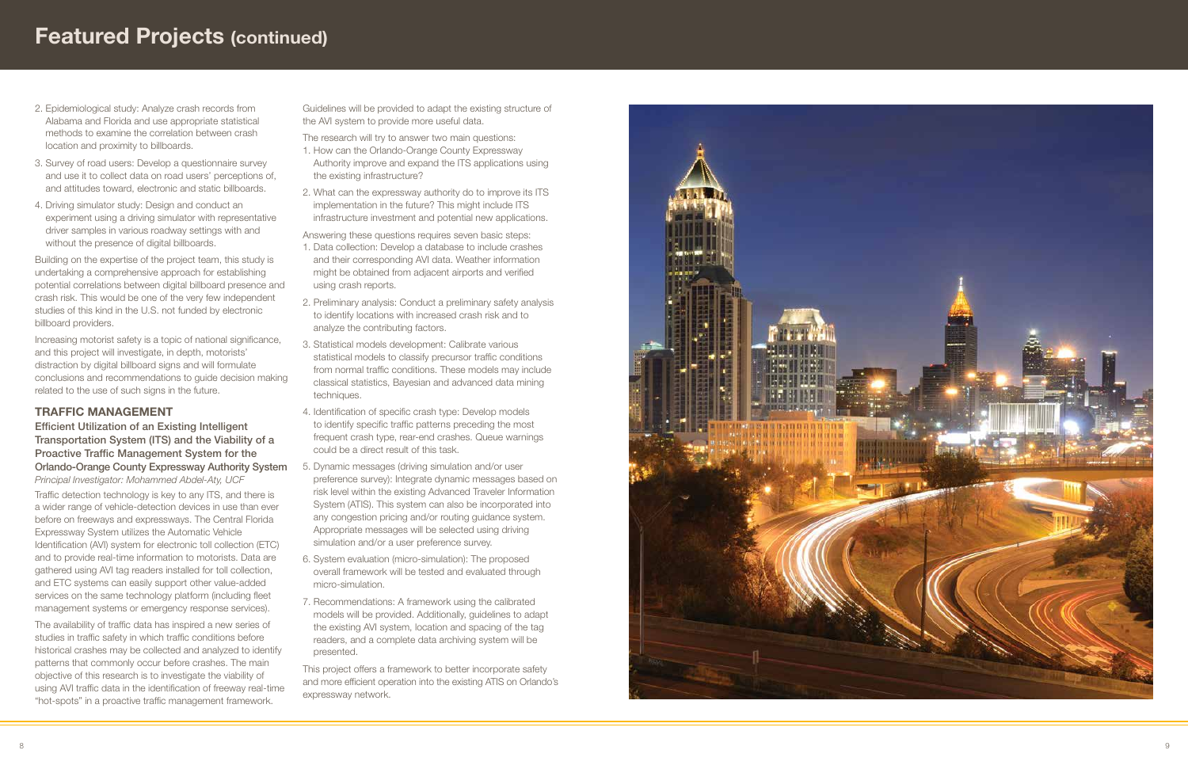# Featured Projects (continued)

2. Epidemiological study: Analyze crash records from Alabama and Florida and use appropriate statistical methods to examine the correlation between crash location and proximity to billboards.
3. Survey of road users: Develop a questionnaire survey and use it to collect data on road users' perceptions of, and attitudes toward, electronic and static billboards.
4. Driving simulator study: Design and conduct an experiment using a driving simulator with representative driver samples in various roadway settings with and without the presence of digital billboards.

Building on the expertise of the project team, this study is undertaking a comprehensive approach for establishing potential correlations between digital billboard presence and crash risk. This would be one of the very few independent studies of this kind in the U.S. not funded by electronic billboard providers.

Increasing motorist safety is a topic of national significance, and this project will investigate, in depth, motorists' distraction by digital billboard signs and will formulate conclusions and recommendations to guide decision making related to the use of such signs in the future.

## TRAFFIC MANAGEMENT

### Efficient Utilization of an Existing Intelligent Transportation System (ITS) and the Viability of a Proactive Traffic Management System for the Orlando-Orange County Expressway Authority System

*Principal Investigator: Mohammed Abdel-Aty, UCF*

Traffic detection technology is key to any ITS, and there is a wider range of vehicle-detection devices in use than ever before on freeways and expressways. The Central Florida Expressway System utilizes the Automatic Vehicle Identification (AVI) system for electronic toll collection (ETC) and to provide real-time information to motorists. Data are gathered using AVI tag readers installed for toll collection, and ETC systems can easily support other value-added services on the same technology platform (including fleet management systems or emergency response services).

The availability of traffic data has inspired a new series of studies in traffic safety in which traffic conditions before historical crashes may be collected and analyzed to identify patterns that commonly occur before crashes. The main objective of this research is to investigate the viability of using AVI traffic data in the identification of freeway real-time "hot-spots" in a proactive traffic management framework. Guidelines will be provided to adapt the existing structure of the AVI system to provide more useful data.

The research will try to answer two main questions:

1. How can the Orlando-Orange County Expressway Authority improve and expand the ITS applications using the existing infrastructure?
2. What can the expressway authority do to improve its ITS implementation in the future? This might include ITS infrastructure investment and potential new applications.

Answering these questions requires seven basic steps:

1. Data collection: Develop a database to include crashes and their corresponding AVI data. Weather information might be obtained from adjacent airports and verified using crash reports.
2. Preliminary analysis: Conduct a preliminary safety analysis to identify locations with increased crash risk and to analyze the contributing factors.
3. Statistical models development: Calibrate various statistical models to classify precursor traffic conditions from normal traffic conditions. These models may include classical statistics, Bayesian and advanced data mining techniques.
4. Identification of specific crash type: Develop models to identify specific traffic patterns preceding the most frequent crash type, rear-end crashes. Queue warnings could be a direct result of this task.
5. Dynamic messages (driving simulation and/or user preference survey): Integrate dynamic messages based on risk level within the existing Advanced Traveler Information System (ATIS). This system can also be incorporated into any congestion pricing and/or routing guidance system. Appropriate messages will be selected using driving simulation and/or a user preference survey.
6. System evaluation (micro-simulation): The proposed overall framework will be tested and evaluated through micro-simulation.
7. Recommendations: A framework using the calibrated models will be provided. Additionally, guidelines to adapt the existing AVI system, location and spacing of the tag readers, and a complete data archiving system will be presented.

This project offers a framework to better incorporate safety and more efficient operation into the existing ATIS on Orlando's expressway network.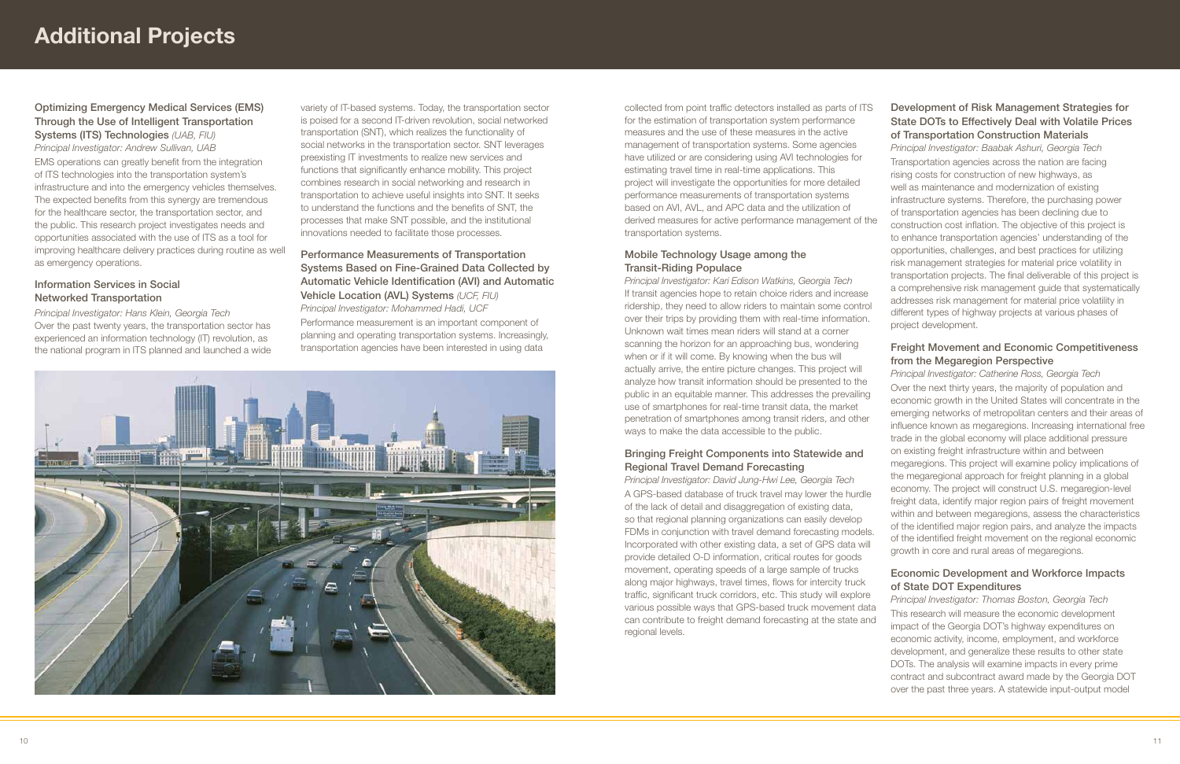# Additional Projects

### Optimizing Emergency Medical Services (EMS) Through the Use of Intelligent Transportation Systems (ITS) Technologies *(UAB, FIU)*

*Principal Investigator: Andrew Sullivan, UAB*

EMS operations can greatly benefit from the integration of ITS technologies into the transportation system's infrastructure and into the emergency vehicles themselves. The expected benefits from this synergy are tremendous for the healthcare sector, the transportation sector, and the public. This research project investigates needs and opportunities associated with the use of ITS as a tool for improving healthcare delivery practices during routine as well as emergency operations.

### Information Services in Social Networked Transportation

*Principal Investigator: Hans Klein, Georgia Tech*

Over the past twenty years, the transportation sector has experienced an information technology (IT) revolution, as the national program in ITS planned and launched a wide variety of IT-based systems. Today, the transportation sector is poised for a second IT-driven revolution, social networked transportation (SNT), which realizes the functionality of social networks in the transportation sector. SNT leverages preexisting IT investments to realize new services and functions that significantly enhance mobility. This project combines research in social networking and research in transportation to achieve useful insights into SNT. It seeks to understand the functions and the benefits of SNT, the processes that make SNT possible, and the institutional innovations needed to facilitate those processes.

### Performance Measurements of Transportation Systems Based on Fine-Grained Data Collected by Automatic Vehicle Identification (AVI) and Automatic Vehicle Location (AVL) Systems *(UCF, FIU)*

*Principal Investigator: Mohammed Hadi, UCF*

Performance measurement is an important component of planning and operating transportation systems. Increasingly, transportation agencies have been interested in using data collected from point traffic detectors installed as parts of ITS for the estimation of transportation system performance measures and the use of these measures in the active management of transportation systems. Some agencies have utilized or are considering using AVI technologies for estimating travel time in real-time applications. This project will investigate the opportunities for more detailed performance measurements of transportation systems based on AVI, AVL, and APC data and the utilization of derived measures for active performance management of the transportation systems.

### Mobile Technology Usage among the Transit-Riding Populace

*Principal Investigator: Kari Edison Watkins, Georgia Tech*

If transit agencies hope to retain choice riders and increase ridership, they need to allow riders to maintain some control over their trips by providing them with real-time information. Unknown wait times mean riders will stand at a corner scanning the horizon for an approaching bus, wondering when or if it will come. By knowing when the bus will actually arrive, the entire picture changes. This project will analyze how transit information should be presented to the public in an equitable manner. This addresses the prevailing use of smartphones for real-time transit data, the market penetration of smartphones among transit riders, and other ways to make the data accessible to the public.

### Bringing Freight Components into Statewide and Regional Travel Demand Forecasting

*Principal Investigator: David Jung-Hwi Lee, Georgia Tech*

A GPS-based database of truck travel may lower the hurdle of the lack of detail and disaggregation of existing data, so that regional planning organizations can easily develop FDMs in conjunction with travel demand forecasting models. Incorporated with other existing data, a set of GPS data will provide detailed O-D information, critical routes for goods movement, operating speeds of a large sample of trucks along major highways, travel times, flows for intercity truck traffic, significant truck corridors, etc. This study will explore various possible ways that GPS-based truck movement data can contribute to freight demand forecasting at the state and regional levels.

### Development of Risk Management Strategies for State DOTs to Effectively Deal with Volatile Prices of Transportation Construction Materials

*Principal Investigator: Baabak Ashuri, Georgia Tech*

Transportation agencies across the nation are facing rising costs for construction of new highways, as well as maintenance and modernization of existing infrastructure systems. Therefore, the purchasing power of transportation agencies has been declining due to construction cost inflation. The objective of this project is to enhance transportation agencies' understanding of the opportunities, challenges, and best practices for utilizing risk management strategies for material price volatility in transportation projects. The final deliverable of this project is a comprehensive risk management guide that systematically addresses risk management for material price volatility in different types of highway projects at various phases of project development.

### Freight Movement and Economic Competitiveness from the Megaregion Perspective

*Principal Investigator: Catherine Ross, Georgia Tech*

Over the next thirty years, the majority of population and economic growth in the United States will concentrate in the emerging networks of metropolitan centers and their areas of influence known as megaregions. Increasing international free trade in the global economy will place additional pressure on existing freight infrastructure within and between megaregions. This project will examine policy implications of the megaregional approach for freight planning in a global economy. The project will construct U.S. megaregion-level freight data, identify major region pairs of freight movement within and between megaregions, assess the characteristics of the identified major region pairs, and analyze the impacts of the identified freight movement on the regional economic growth in core and rural areas of megaregions.

### Economic Development and Workforce Impacts of State DOT Expenditures

*Principal Investigator: Thomas Boston, Georgia Tech*

This research will measure the economic development impact of the Georgia DOT's highway expenditures on economic activity, income, employment, and workforce development, and generalize these results to other state DOTs. The analysis will examine impacts in every prime contract and subcontract award made by the Georgia DOT over the past three years. A statewide input-output model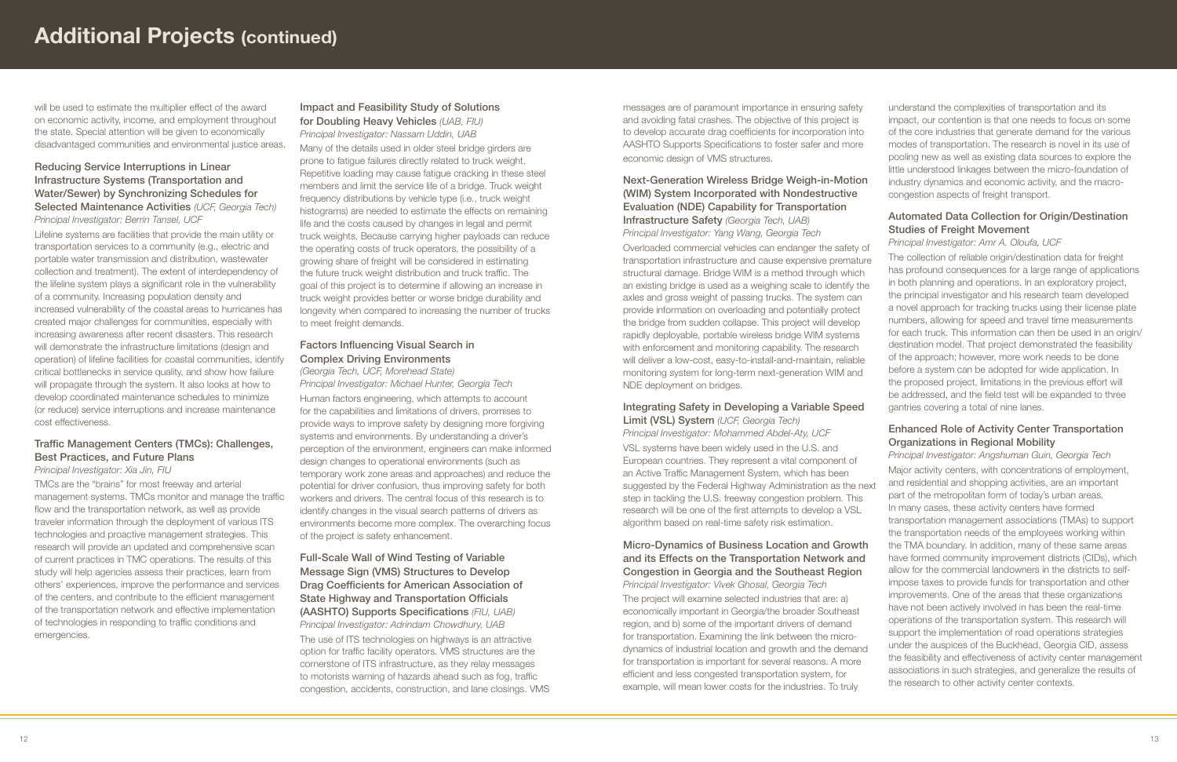# Additional Projects (continued)

will be used to estimate the multiplier effect of the award on economic activity, income, and employment throughout the state. Special attention will be given to economically disadvantaged communities and environmental justice areas.

### Reducing Service Interruptions in Linear Infrastructure Systems (Transportation and Water/Sewer) by Synchronizing Schedules for Selected Maintenance Activities *(UCF, Georgia Tech)*

*Principal Investigator: Berrin Tansel, UCF*

Lifeline systems are facilities that provide the main utility or transportation services to a community (e.g., electric and portable water transmission and distribution, wastewater collection and treatment). The extent of interdependency of the lifeline system plays a significant role in the vulnerability of a community. Increasing population density and increased vulnerability of the coastal areas to hurricanes has created major challenges for communities, especially with increasing awareness after recent disasters. This research will demonstrate the infrastructure limitations (design and operation) of lifeline facilities for coastal communities, identify critical bottlenecks in service quality, and show how failure will propagate through the system. It also looks at how to develop coordinated maintenance schedules to minimize (or reduce) service interruptions and increase maintenance cost effectiveness.

### Traffic Management Centers (TMCs): Challenges, Best Practices, and Future Plans

*Principal Investigator: Xia Jin, FIU*

TMCs are the "brains" for most freeway and arterial management systems. TMCs monitor and manage the traffic flow and the transportation network, as well as provide traveler information through the deployment of various ITS technologies and proactive management strategies. This research will provide an updated and comprehensive scan of current practices in TMC operations. The results of this study will help agencies assess their practices, learn from others' experiences, improve the performance and services of the centers, and contribute to the efficient management of the transportation network and effective implementation of technologies in responding to traffic conditions and emergencies.

### Impact and Feasibility Study of Solutions for Doubling Heavy Vehicles *(UAB, FIU)*

*Principal Investigator: Nassam Uddin, UAB*

Many of the details used in older steel bridge girders are prone to fatigue failures directly related to truck weight. Repetitive loading may cause fatigue cracking in these steel members and limit the service life of a bridge. Truck weight frequency distributions by vehicle type (i.e., truck weight histograms) are needed to estimate the effects on remaining life and the costs caused by changes in legal and permit truck weights. Because carrying higher payloads can reduce the operating costs of truck operators, the possibility of a growing share of freight will be considered in estimating the future truck weight distribution and truck traffic. The goal of this project is to determine if allowing an increase in truck weight provides better or worse bridge durability and longevity when compared to increasing the number of trucks to meet freight demands.

### Factors Influencing Visual Search in Complex Driving Environments

*(Georgia Tech, UCF, Morehead State)*

*Principal Investigator: Michael Hunter, Georgia Tech*

Human factors engineering, which attempts to account for the capabilities and limitations of drivers, promises to provide ways to improve safety by designing more forgiving systems and environments. By understanding a driver's perception of the environment, engineers can make informed design changes to operational environments (such as temporary work zone areas and approaches) and reduce the potential for driver confusion, thus improving safety for both workers and drivers. The central focus of this research is to identify changes in the visual search patterns of drivers as environments become more complex. The overarching focus of the project is safety enhancement.

### Full-Scale Wall of Wind Testing of Variable Message Sign (VMS) Structures to Develop Drag Coefficients for American Association of State Highway and Transportation Officials (AASHTO) Supports Specifications *(FIU, UAB)*

*Principal Investigator: Adrindam Chowdhury, UAB*

The use of ITS technologies on highways is an attractive option for traffic facility operators. VMS structures are the cornerstone of ITS infrastructure, as they relay messages to motorists warning of hazards ahead such as fog, traffic congestion, accidents, construction, and lane closings. VMS messages are of paramount importance in ensuring safety and avoiding fatal crashes. The objective of this project is to develop accurate drag coefficients for incorporation into AASHTO Supports Specifications to foster safer and more economic design of VMS structures.

### Next-Generation Wireless Bridge Weigh-in-Motion (WIM) System Incorporated with Nondestructive Evaluation (NDE) Capability for Transportation Infrastructure Safety *(Georgia Tech, UAB)*

*Principal Investigator: Yang Wang, Georgia Tech*

Overloaded commercial vehicles can endanger the safety of transportation infrastructure and cause expensive premature structural damage. Bridge WIM is a method through which an existing bridge is used as a weighing scale to identify the axles and gross weight of passing trucks. The system can provide information on overloading and potentially protect the bridge from sudden collapse. This project will develop rapidly deployable, portable wireless bridge WIM systems with enforcement and monitoring capability. The research will deliver a low-cost, easy-to-install-and-maintain, reliable monitoring system for long-term next-generation WIM and NDE deployment on bridges.

### Integrating Safety in Developing a Variable Speed Limit (VSL) System *(UCF, Georgia Tech)*

*Principal Investigator: Mohammed Abdel-Aty, UCF*

VSL systems have been widely used in the U.S. and European countries. They represent a vital component of an Active Traffic Management System, which has been suggested by the Federal Highway Administration as the next step in tackling the U.S. freeway congestion problem. This research will be one of the first attempts to develop a VSL algorithm based on real-time safety risk estimation.

### Micro-Dynamics of Business Location and Growth and its Effects on the Transportation Network and Congestion in Georgia and the Southeast Region

*Principal Investigator: Vivek Ghosal, Georgia Tech*

The project will examine selected industries that are: a) economically important in Georgia/the broader Southeast region, and b) some of the important drivers of demand for transportation. Examining the link between the micro-dynamics of industrial location and growth and the demand for transportation is important for several reasons. A more efficient and less congested transportation system, for example, will mean lower costs for the industries. To truly understand the complexities of transportation and its impact, our contention is that one needs to focus on some of the core industries that generate demand for the various modes of transportation. The research is novel in its use of pooling new as well as existing data sources to explore the little understood linkages between the micro-foundation of industry dynamics and economic activity, and the macro-congestion aspects of freight transport.

### Automated Data Collection for Origin/Destination Studies of Freight Movement

*Principal Investigator: Amr A. Oloufa, UCF*

The collection of reliable origin/destination data for freight has profound consequences for a large range of applications in both planning and operations. In an exploratory project, the principal investigator and his research team developed a novel approach for tracking trucks using their license plate numbers, allowing for speed and travel time measurements for each truck. This information can then be used in an origin/destination model. That project demonstrated the feasibility of the approach; however, more work needs to be done before a system can be adopted for wide application. In the proposed project, limitations in the previous effort will be addressed, and the field test will be expanded to three gantries covering a total of nine lanes.

### Enhanced Role of Activity Center Transportation Organizations in Regional Mobility

*Principal Investigator: Angshuman Guin, Georgia Tech*

Major activity centers, with concentrations of employment, and residential and shopping activities, are an important part of the metropolitan form of today's urban areas. In many cases, these activity centers have formed transportation management associations (TMAs) to support the transportation needs of the employees working within the TMA boundary. In addition, many of these same areas have formed community improvement districts (CIDs), which allow for the commercial landowners in the districts to self-impose taxes to provide funds for transportation and other improvements. One of the areas that these organizations have not been actively involved in has been the real-time operations of the transportation system. This research will support the implementation of road operations strategies under the auspices of the Buckhead, Georgia CID, assess the feasibility and effectiveness of activity center management associations in such strategies, and generalize the results of the research to other activity center contexts.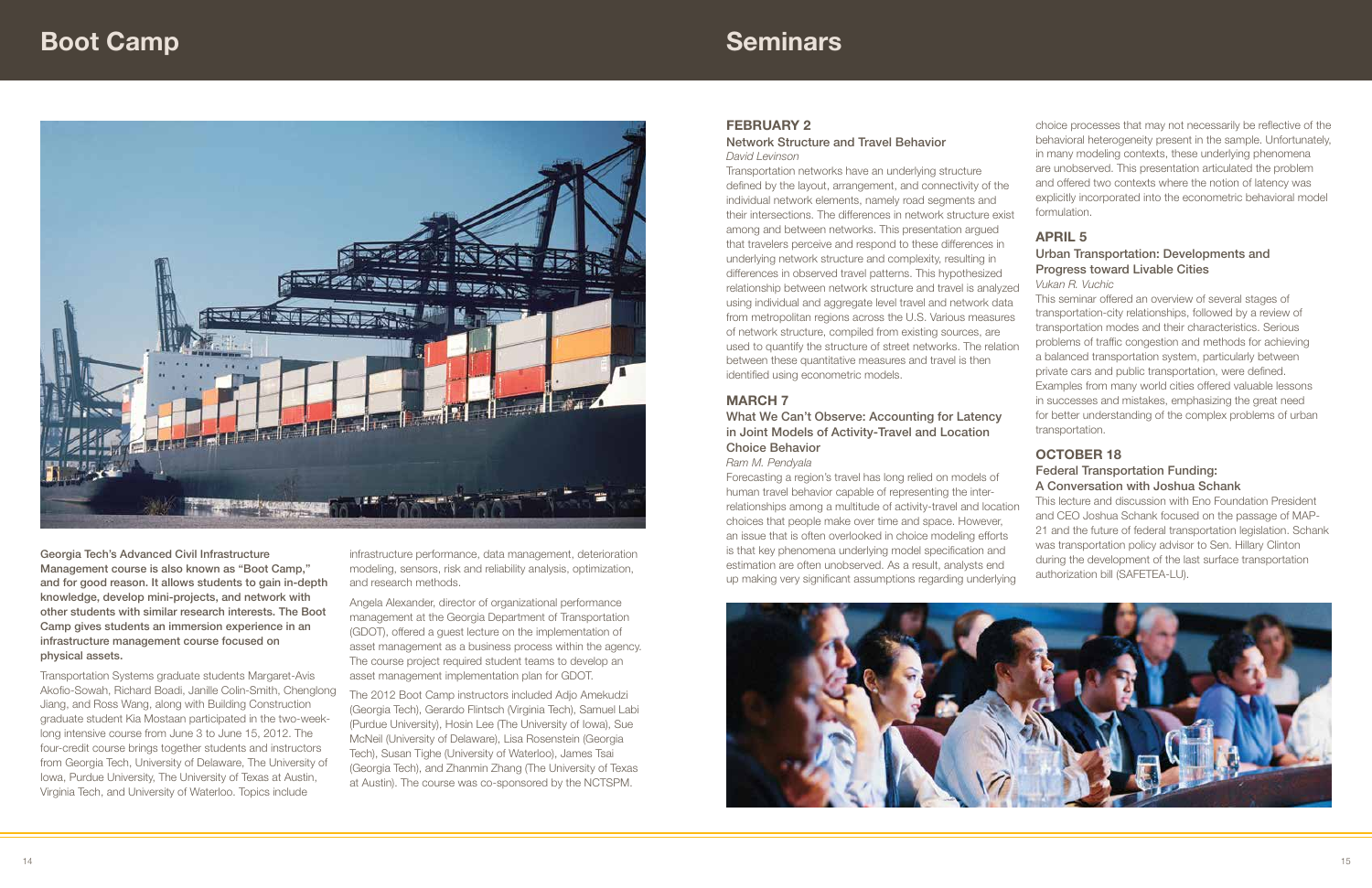# Boot Camp

**Georgia Tech's Advanced Civil Infrastructure Management course is also known as "Boot Camp," and for good reason. It allows students to gain in-depth knowledge, develop mini-projects, and network with other students with similar research interests. The Boot Camp gives students an immersion experience in an infrastructure management course focused on physical assets.**

Transportation Systems graduate students Margaret-Avis Akofio-Sowah, Richard Boadi, Janille Colin-Smith, Chenglong Jiang, and Ross Wang, along with Building Construction graduate student Kia Mostaan participated in the two-week-long intensive course from June 3 to June 15, 2012. The four-credit course brings together students and instructors from Georgia Tech, University of Delaware, The University of Iowa, Purdue University, The University of Texas at Austin, Virginia Tech, and University of Waterloo. Topics include infrastructure performance, data management, deterioration modeling, sensors, risk and reliability analysis, optimization, and research methods.

Angela Alexander, director of organizational performance management at the Georgia Department of Transportation (GDOT), offered a guest lecture on the implementation of asset management as a business process within the agency. The course project required student teams to develop an asset management implementation plan for GDOT.

The 2012 Boot Camp instructors included Adjo Amekudzi (Georgia Tech), Gerardo Flintsch (Virginia Tech), Samuel Labi (Purdue University), Hosin Lee (The University of Iowa), Sue McNeil (University of Delaware), Lisa Rosenstein (Georgia Tech), Susan Tighe (University of Waterloo), James Tsai (Georgia Tech), and Zhanmin Zhang (The University of Texas at Austin). The course was co-sponsored by the NCTSPM.

# Seminars

## FEBRUARY 2

### Network Structure and Travel Behavior

*David Levinson*

Transportation networks have an underlying structure defined by the layout, arrangement, and connectivity of the individual network elements, namely road segments and their intersections. The differences in network structure exist among and between networks. This presentation argued that travelers perceive and respond to these differences in underlying network structure and complexity, resulting in differences in observed travel patterns. This hypothesized relationship between network structure and travel is analyzed using individual and aggregate level travel and network data from metropolitan regions across the U.S. Various measures of network structure, compiled from existing sources, are used to quantify the structure of street networks. The relation between these quantitative measures and travel is then identified using econometric models.

## MARCH 7

### What We Can't Observe: Accounting for Latency in Joint Models of Activity-Travel and Location Choice Behavior

*Ram M. Pendyala*

Forecasting a region's travel has long relied on models of human travel behavior capable of representing the inter-relationships among a multitude of activity-travel and location choices that people make over time and space. However, an issue that is often overlooked in choice modeling efforts is that key phenomena underlying model specification and estimation are often unobserved. As a result, analysts end up making very significant assumptions regarding underlying choice processes that may not necessarily be reflective of the behavioral heterogeneity present in the sample. Unfortunately, in many modeling contexts, these underlying phenomena are unobserved. This presentation articulated the problem and offered two contexts where the notion of latency was explicitly incorporated into the econometric behavioral model formulation.

## APRIL 5

### Urban Transportation: Developments and Progress toward Livable Cities

*Vukan R. Vuchic*

This seminar offered an overview of several stages of transportation-city relationships, followed by a review of transportation modes and their characteristics. Serious problems of traffic congestion and methods for achieving a balanced transportation system, particularly between private cars and public transportation, were defined. Examples from many world cities offered valuable lessons in successes and mistakes, emphasizing the great need for better understanding of the complex problems of urban transportation.

## OCTOBER 18

### Federal Transportation Funding: A Conversation with Joshua Schank

This lecture and discussion with Eno Foundation President and CEO Joshua Schank focused on the passage of MAP-21 and the future of federal transportation legislation. Schank was transportation policy advisor to Sen. Hillary Clinton during the development of the last surface transportation authorization bill (SAFETEA-LU).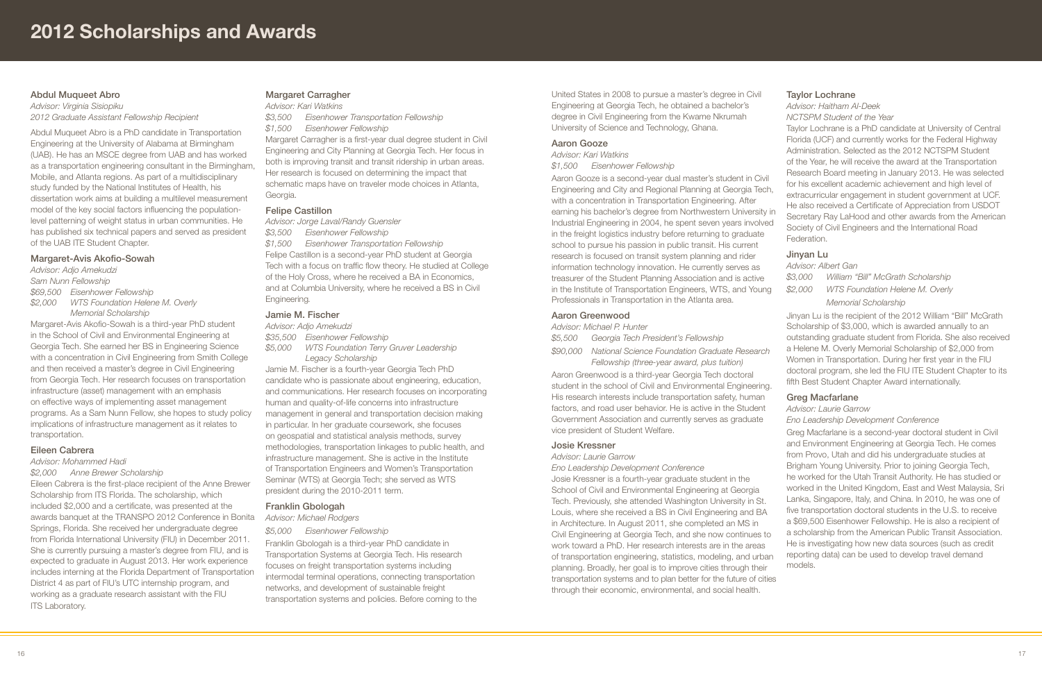# 2012 Scholarships and Awards

### Abdul Muqueet Abro

*Advisor: Virginia Sisiopiku*
*2012 Graduate Assistant Fellowship Recipient*

Abdul Muqueet Abro is a PhD candidate in Transportation Engineering at the University of Alabama at Birmingham (UAB). He has an MSCE degree from UAB and has worked as a transportation engineering consultant in the Birmingham, Mobile, and Atlanta regions. As part of a multidisciplinary study funded by the National Institutes of Health, his dissertation work aims at building a multilevel measurement model of the key social factors influencing the population-level patterning of weight status in urban communities. He has published six technical papers and served as president of the UAB ITE Student Chapter.

### Margaret-Avis Akofio-Sowah

*Advisor: Adjo Amekudzi*
*Sam Nunn Fellowship*
*$69,500 Eisenhower Fellowship*
*$2,000 WTS Foundation Helene M. Overly Memorial Scholarship*

Margaret-Avis Akofio-Sowah is a third-year PhD student in the School of Civil and Environmental Engineering at Georgia Tech. She earned her BS in Engineering Science with a concentration in Civil Engineering from Smith College and then received a master's degree in Civil Engineering from Georgia Tech. Her research focuses on transportation infrastructure (asset) management with an emphasis on effective ways of implementing asset management programs. As a Sam Nunn Fellow, she hopes to study policy implications of infrastructure management as it relates to transportation.

### Eileen Cabrera

*Advisor: Mohammed Hadi*
*$2,000 Anne Brewer Scholarship*

Eileen Cabrera is the first-place recipient of the Anne Brewer Scholarship from ITS Florida. The scholarship, which included $2,000 and a certificate, was presented at the awards banquet at the TRANSPO 2012 Conference in Bonita Springs, Florida. She received her undergraduate degree from Florida International University (FIU) in December 2011. She is currently pursuing a master's degree from FIU, and is expected to graduate in August 2013. Her work experience includes interning at the Florida Department of Transportation District 4 as part of FIU's UTC internship program, and working as a graduate research assistant with the FIU ITS Laboratory.

### Margaret Carragher

*Advisor: Kari Watkins*
*$3,500 Eisenhower Transportation Fellowship*
*$1,500 Eisenhower Fellowship*

Margaret Carragher is a first-year dual degree student in Civil Engineering and City Planning at Georgia Tech. Her focus in both is improving transit and transit ridership in urban areas. Her research is focused on determining the impact that schematic maps have on traveler mode choices in Atlanta, Georgia.

### Felipe Castillon

*Advisor: Jorge Laval/Randy Guensler*
*$3,500 Eisenhower Fellowship*
*$1,500 Eisenhower Transportation Fellowship*

Felipe Castillon is a second-year PhD student at Georgia Tech with a focus on traffic flow theory. He studied at College of the Holy Cross, where he received a BA in Economics, and at Columbia University, where he received a BS in Civil Engineering.

### Jamie M. Fischer

*Advisor: Adjo Amekudzi*
*$35,500 Eisenhower Fellowship*
*$5,000 WTS Foundation Terry Gruver Leadership Legacy Scholarship*

Jamie M. Fischer is a fourth-year Georgia Tech PhD candidate who is passionate about engineering, education, and communications. Her research focuses on incorporating human and quality-of-life concerns into infrastructure management in general and transportation decision making in particular. In her graduate coursework, she focuses on geospatial and statistical analysis methods, survey methodologies, transportation linkages to public health, and infrastructure management. She is active in the Institute of Transportation Engineers and Women's Transportation Seminar (WTS) at Georgia Tech; she served as WTS president during the 2010-2011 term.

### Franklin Gbologah

*Advisor: Michael Rodgers*
*$5,000 Eisenhower Fellowship*

Franklin Gbologah is a third-year PhD candidate in Transportation Systems at Georgia Tech. His research focuses on freight transportation systems including intermodal terminal operations, connecting transportation networks, and development of sustainable freight transportation systems and policies. Before coming to the United States in 2008 to pursue a master's degree in Civil Engineering at Georgia Tech, he obtained a bachelor's degree in Civil Engineering from the Kwame Nkrumah University of Science and Technology, Ghana.

### Aaron Gooze

*Advisor: Kari Watkins*
*$1,500 Eisenhower Fellowship*

Aaron Gooze is a second-year dual master's student in Civil Engineering and City and Regional Planning at Georgia Tech, with a concentration in Transportation Engineering. After earning his bachelor's degree from Northwestern University in Industrial Engineering in 2004, he spent seven years involved in the freight logistics industry before returning to graduate school to pursue his passion in public transit. His current research is focused on transit system planning and rider information technology innovation. He currently serves as treasurer of the Student Planning Association and is active in the Institute of Transportation Engineers, WTS, and Young Professionals in Transportation in the Atlanta area.

### Aaron Greenwood

*Advisor: Michael P. Hunter*
*$5,500 Georgia Tech President's Fellowship*
*$90,000 National Science Foundation Graduate Research Fellowship (three-year award, plus tuition)*

Aaron Greenwood is a third-year Georgia Tech doctoral student in the school of Civil and Environmental Engineering. His research interests include transportation safety, human factors, and road user behavior. He is active in the Student Government Association and currently serves as graduate vice president of Student Welfare.

### Josie Kressner

*Advisor: Laurie Garrow*
*Eno Leadership Development Conference*

Josie Kressner is a fourth-year graduate student in the School of Civil and Environmental Engineering at Georgia Tech. Previously, she attended Washington University in St. Louis, where she received a BS in Civil Engineering and BA in Architecture. In August 2011, she completed an MS in Civil Engineering at Georgia Tech, and she now continues to work toward a PhD. Her research interests are in the areas of transportation engineering, statistics, modeling, and urban planning. Broadly, her goal is to improve cities through their transportation systems and to plan better for the future of cities through their economic, environmental, and social health.

### Taylor Lochrane

*Advisor: Haitham Al-Deek*
*NCTSPM Student of the Year*

Taylor Lochrane is a PhD candidate at University of Central Florida (UCF) and currently works for the Federal Highway Administration. Selected as the 2012 NCTSPM Student of the Year, he will receive the award at the Transportation Research Board meeting in January 2013. He was selected for his excellent academic achievement and high level of extracurricular engagement in student government at UCF. He also received a Certificate of Appreciation from USDOT Secretary Ray LaHood and other awards from the American Society of Civil Engineers and the International Road Federation.

### Jinyan Lu

*Advisor: Albert Gan*
*$3,000 William "Bill" McGrath Scholarship*
*$2,000 WTS Foundation Helene M. Overly Memorial Scholarship*

Jinyan Lu is the recipient of the 2012 William "Bill" McGrath Scholarship of $3,000, which is awarded annually to an outstanding graduate student from Florida. She also received a Helene M. Overly Memorial Scholarship of $2,000 from Women in Transportation. During her first year in the FIU doctoral program, she led the FIU ITE Student Chapter to its fifth Best Student Chapter Award internationally.

### Greg Macfarlane

*Advisor: Laurie Garrow*
*Eno Leadership Development Conference*

Greg Macfarlane is a second-year doctoral student in Civil and Environment Engineering at Georgia Tech. He comes from Provo, Utah and did his undergraduate studies at Brigham Young University. Prior to joining Georgia Tech, he worked for the Utah Transit Authority. He has studied or worked in the United Kingdom, East and West Malaysia, Sri Lanka, Singapore, Italy, and China. In 2010, he was one of five transportation doctoral students in the U.S. to receive a $69,500 Eisenhower Fellowship. He is also a recipient of a scholarship from the American Public Transit Association. He is investigating how new data sources (such as credit reporting data) can be used to develop travel demand models.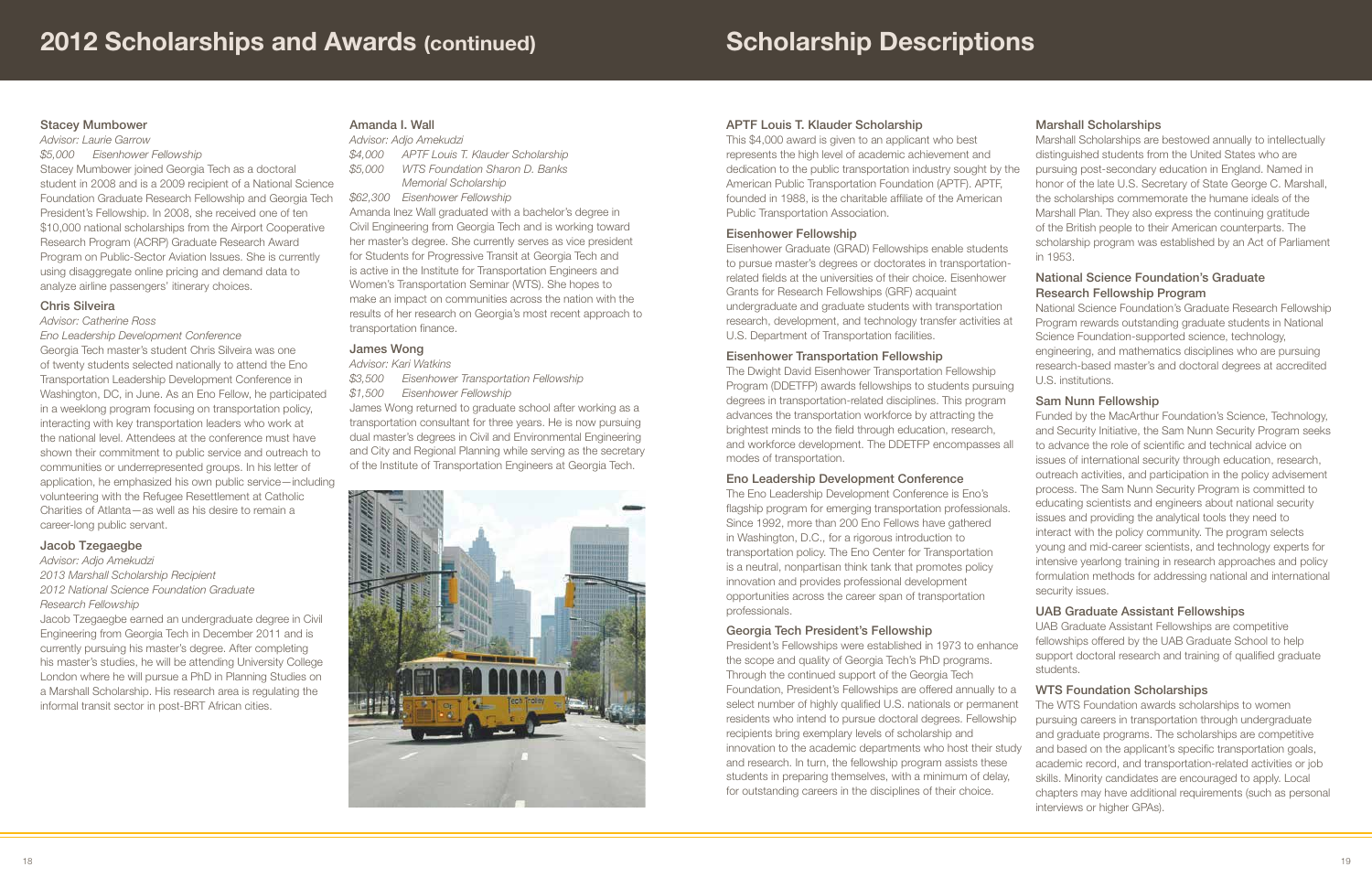# 2012 Scholarships and Awards (continued)

### Stacey Mumbower

*Advisor: Laurie Garrow*

*$5,000 Eisenhower Fellowship*

Stacey Mumbower joined Georgia Tech as a doctoral student in 2008 and is a 2009 recipient of a National Science Foundation Graduate Research Fellowship and Georgia Tech President's Fellowship. In 2008, she received one of ten $10,000 national scholarships from the Airport Cooperative Research Program (ACRP) Graduate Research Award Program on Public-Sector Aviation Issues. She is currently using disaggregate online pricing and demand data to analyze airline passengers' itinerary choices.

### Chris Silveira

*Advisor: Catherine Ross*

*Eno Leadership Development Conference*

Georgia Tech master's student Chris Silveira was one of twenty students selected nationally to attend the Eno Transportation Leadership Development Conference in Washington, DC, in June. As an Eno Fellow, he participated in a weeklong program focusing on transportation policy, interacting with key transportation leaders who work at the national level. Attendees at the conference must have shown their commitment to public service and outreach to communities or underrepresented groups. In his letter of application, he emphasized his own public service—including volunteering with the Refugee Resettlement at Catholic Charities of Atlanta—as well as his desire to remain a career-long public servant.

### Jacob Tzegaegbe

*Advisor: Adjo Amekudzi*

*2013 Marshall Scholarship Recipient*

*2012 National Science Foundation Graduate Research Fellowship*

Jacob Tzegaegbe earned an undergraduate degree in Civil Engineering from Georgia Tech in December 2011 and is currently pursuing his master's degree. After completing his master's studies, he will be attending University College London where he will pursue a PhD in Planning Studies on a Marshall Scholarship. His research area is regulating the informal transit sector in post-BRT African cities.

### Amanda I. Wall

*Advisor: Adjo Amekudzi*

*$4,000 APTF Louis T. Klauder Scholarship*

*$5,000 WTS Foundation Sharon D. Banks Memorial Scholarship*

*$62,300 Eisenhower Fellowship*

Amanda Inez Wall graduated with a bachelor's degree in Civil Engineering from Georgia Tech and is working toward her master's degree. She currently serves as vice president for Students for Progressive Transit at Georgia Tech and is active in the Institute for Transportation Engineers and Women's Transportation Seminar (WTS). She hopes to make an impact on communities across the nation with the results of her research on Georgia's most recent approach to transportation finance.

### James Wong

*Advisor: Kari Watkins*

*$3,500 Eisenhower Transportation Fellowship*

*$1,500 Eisenhower Fellowship*

James Wong returned to graduate school after working as a transportation consultant for three years. He is now pursuing dual master's degrees in Civil and Environmental Engineering and City and Regional Planning while serving as the secretary of the Institute of Transportation Engineers at Georgia Tech.

# Scholarship Descriptions

### APTF Louis T. Klauder Scholarship

This $4,000 award is given to an applicant who best represents the high level of academic achievement and dedication to the public transportation industry sought by the American Public Transportation Foundation (APTF). APTF, founded in 1988, is the charitable affiliate of the American Public Transportation Association.

### Eisenhower Fellowship

Eisenhower Graduate (GRAD) Fellowships enable students to pursue master's degrees or doctorates in transportation-related fields at the universities of their choice. Eisenhower Grants for Research Fellowships (GRF) acquaint undergraduate and graduate students with transportation research, development, and technology transfer activities at U.S. Department of Transportation facilities.

### Eisenhower Transportation Fellowship

The Dwight David Eisenhower Transportation Fellowship Program (DDETFP) awards fellowships to students pursuing degrees in transportation-related disciplines. This program advances the transportation workforce by attracting the brightest minds to the field through education, research, and workforce development. The DDETFP encompasses all modes of transportation.

### Eno Leadership Development Conference

The Eno Leadership Development Conference is Eno's flagship program for emerging transportation professionals. Since 1992, more than 200 Eno Fellows have gathered in Washington, D.C., for a rigorous introduction to transportation policy. The Eno Center for Transportation is a neutral, nonpartisan think tank that promotes policy innovation and provides professional development opportunities across the career span of transportation professionals.

### Georgia Tech President's Fellowship

President's Fellowships were established in 1973 to enhance the scope and quality of Georgia Tech's PhD programs. Through the continued support of the Georgia Tech Foundation, President's Fellowships are offered annually to a select number of highly qualified U.S. nationals or permanent residents who intend to pursue doctoral degrees. Fellowship recipients bring exemplary levels of scholarship and innovation to the academic departments who host their study and research. In turn, the fellowship program assists these students in preparing themselves, with a minimum of delay, for outstanding careers in the disciplines of their choice.

### Marshall Scholarships

Marshall Scholarships are bestowed annually to intellectually distinguished students from the United States who are pursuing post-secondary education in England. Named in honor of the late U.S. Secretary of State George C. Marshall, the scholarships commemorate the humane ideals of the Marshall Plan. They also express the continuing gratitude of the British people to their American counterparts. The scholarship program was established by an Act of Parliament in 1953.

### National Science Foundation's Graduate Research Fellowship Program

National Science Foundation's Graduate Research Fellowship Program rewards outstanding graduate students in National Science Foundation-supported science, technology, engineering, and mathematics disciplines who are pursuing research-based master's and doctoral degrees at accredited U.S. institutions.

### Sam Nunn Fellowship

Funded by the MacArthur Foundation's Science, Technology, and Security Initiative, the Sam Nunn Security Program seeks to advance the role of scientific and technical advice on issues of international security through education, research, outreach activities, and participation in the policy advisement process. The Sam Nunn Security Program is committed to educating scientists and engineers about national security issues and providing the analytical tools they need to interact with the policy community. The program selects young and mid-career scientists, and technology experts for intensive yearlong training in research approaches and policy formulation methods for addressing national and international security issues.

### UAB Graduate Assistant Fellowships

UAB Graduate Assistant Fellowships are competitive fellowships offered by the UAB Graduate School to help support doctoral research and training of qualified graduate students.

### WTS Foundation Scholarships

The WTS Foundation awards scholarships to women pursuing careers in transportation through undergraduate and graduate programs. The scholarships are competitive and based on the applicant's specific transportation goals, academic record, and transportation-related activities or job skills. Minority candidates are encouraged to apply. Local chapters may have additional requirements (such as personal interviews or higher GPAs).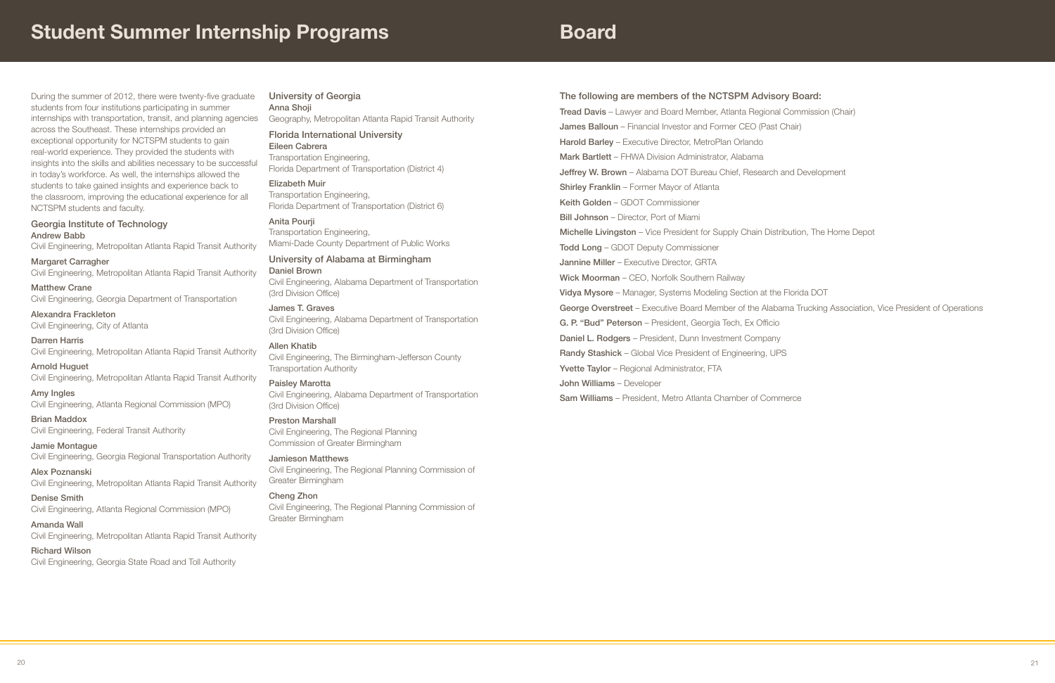# Student Summer Internship Programs

During the summer of 2012, there were twenty-five graduate students from four institutions participating in summer internships with transportation, transit, and planning agencies across the Southeast. These internships provided an exceptional opportunity for NCTSPM students to gain real-world experience. They provided the students with insights into the skills and abilities necessary to be successful in today's workforce. As well, the internships allowed the students to take gained insights and experience back to the classroom, improving the educational experience for all NCTSPM students and faculty.

### Georgia Institute of Technology

**Andrew Babb**
Civil Engineering, Metropolitan Atlanta Rapid Transit Authority

**Margaret Carragher**
Civil Engineering, Metropolitan Atlanta Rapid Transit Authority

**Matthew Crane**
Civil Engineering, Georgia Department of Transportation

**Alexandra Frackleton**
Civil Engineering, City of Atlanta

**Darren Harris**
Civil Engineering, Metropolitan Atlanta Rapid Transit Authority

**Arnold Huguet**
Civil Engineering, Metropolitan Atlanta Rapid Transit Authority

**Amy Ingles**
Civil Engineering, Atlanta Regional Commission (MPO)

**Brian Maddox**
Civil Engineering, Federal Transit Authority

**Jamie Montague**
Civil Engineering, Georgia Regional Transportation Authority

**Alex Poznanski**
Civil Engineering, Metropolitan Atlanta Rapid Transit Authority

**Denise Smith**
Civil Engineering, Atlanta Regional Commission (MPO)

**Amanda Wall**
Civil Engineering, Metropolitan Atlanta Rapid Transit Authority

**Richard Wilson**
Civil Engineering, Georgia State Road and Toll Authority

### University of Georgia

**Anna Shoji**
Geography, Metropolitan Atlanta Rapid Transit Authority

### Florida International University

**Eileen Cabrera**
Transportation Engineering,
Florida Department of Transportation (District 4)

**Elizabeth Muir**
Transportation Engineering,
Florida Department of Transportation (District 6)

**Anita Pourji**
Transportation Engineering,
Miami-Dade County Department of Public Works

### University of Alabama at Birmingham

**Daniel Brown**
Civil Engineering, Alabama Department of Transportation (3rd Division Office)

**James T. Graves**
Civil Engineering, Alabama Department of Transportation (3rd Division Office)

**Allen Khatib**
Civil Engineering, The Birmingham-Jefferson County Transportation Authority

**Paisley Marotta**
Civil Engineering, Alabama Department of Transportation (3rd Division Office)

**Preston Marshall**
Civil Engineering, The Regional Planning Commission of Greater Birmingham

**Jamieson Matthews**
Civil Engineering, The Regional Planning Commission of Greater Birmingham

**Cheng Zhon**
Civil Engineering, The Regional Planning Commission of Greater Birmingham

# Board

### The following are members of the NCTSPM Advisory Board:

**Tread Davis** – Lawyer and Board Member, Atlanta Regional Commission (Chair)
**James Balloun** – Financial Investor and Former CEO (Past Chair)
**Harold Barley** – Executive Director, MetroPlan Orlando
**Mark Bartlett** – FHWA Division Administrator, Alabama
**Jeffrey W. Brown** – Alabama DOT Bureau Chief, Research and Development
**Shirley Franklin** – Former Mayor of Atlanta
**Keith Golden** – GDOT Commissioner
**Bill Johnson** – Director, Port of Miami
**Michelle Livingston** – Vice President for Supply Chain Distribution, The Home Depot
**Todd Long** – GDOT Deputy Commissioner
**Jannine Miller** – Executive Director, GRTA
**Wick Moorman** – CEO, Norfolk Southern Railway
**Vidya Mysore** – Manager, Systems Modeling Section at the Florida DOT
**George Overstreet** – Executive Board Member of the Alabama Trucking Association, Vice President of Operations
**G. P. "Bud" Peterson** – President, Georgia Tech, Ex Officio
**Daniel L. Rodgers** – President, Dunn Investment Company
**Randy Stashick** – Global Vice President of Engineering, UPS
**Yvette Taylor** – Regional Administrator, FTA
**John Williams** – Developer
**Sam Williams** – President, Metro Atlanta Chamber of Commerce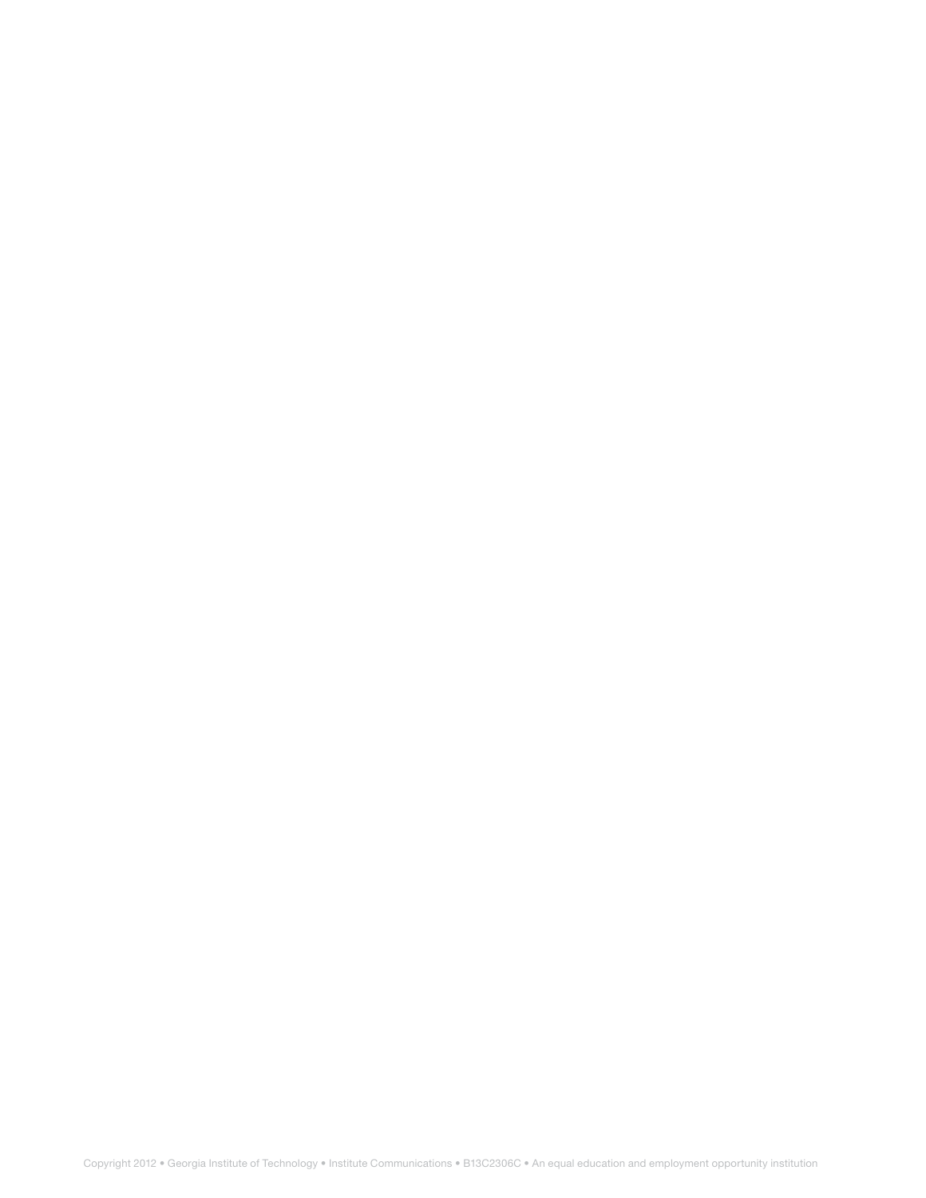Copyright 2012 • Georgia Institute of Technology • Institute Communications • B13C2306C • An equal education and employment opportunity institution